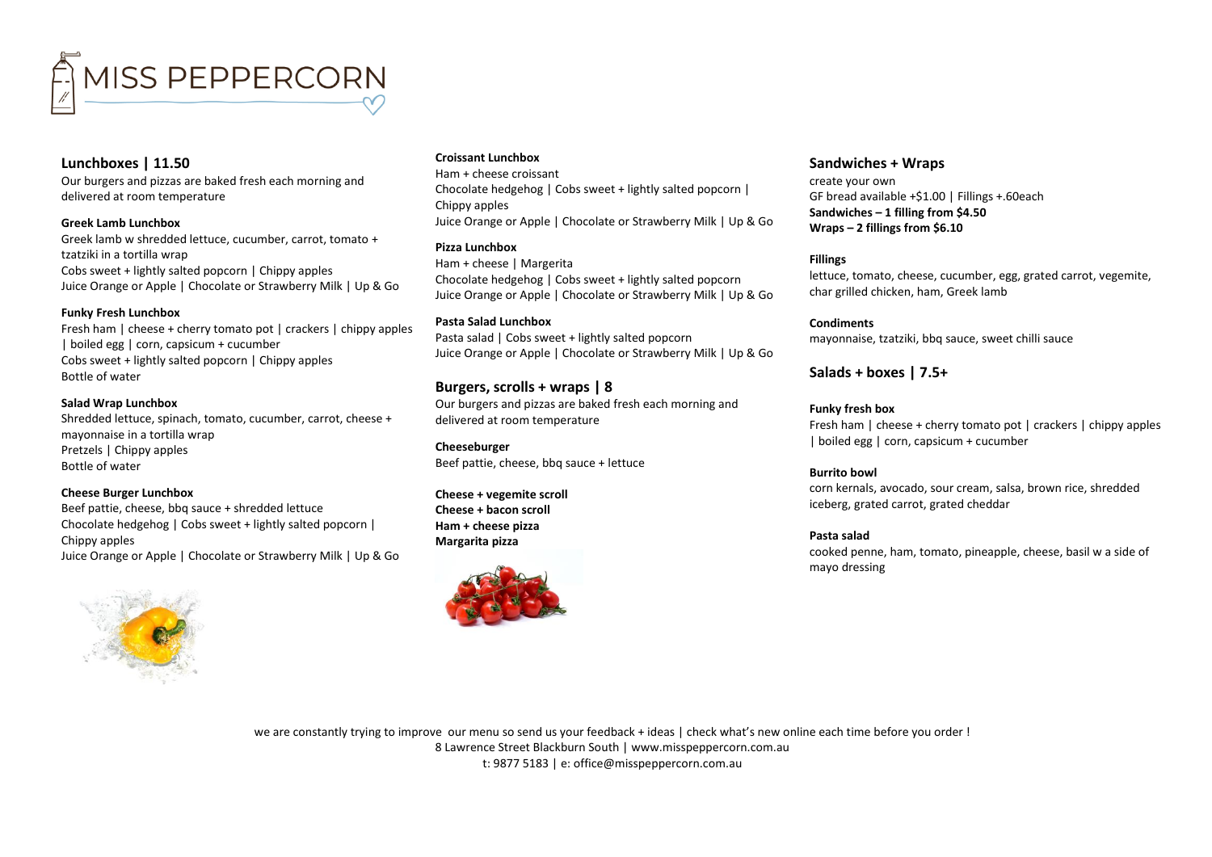# MISS PEPPERCORN

## Lunchboxes | 11.50

Our burgers and pizzas are baked fresh each morning and delivered at room temperature

**Greek Lamb Lunchbox**
Greek lamb w shredded lettuce, cucumber, carrot, tomato + tzatziki in a tortilla wrap
Cobs sweet + lightly salted popcorn | Chippy apples
Juice Orange or Apple | Chocolate or Strawberry Milk | Up & Go

**Funky Fresh Lunchbox**
Fresh ham | cheese + cherry tomato pot | crackers | chippy apples | boiled egg | corn, capsicum + cucumber
Cobs sweet + lightly salted popcorn | Chippy apples
Bottle of water

**Salad Wrap Lunchbox**
Shredded lettuce, spinach, tomato, cucumber, carrot, cheese + mayonnaise in a tortilla wrap
Pretzels | Chippy apples
Bottle of water

**Cheese Burger Lunchbox**
Beef pattie, cheese, bbq sauce + shredded lettuce
Chocolate hedgehog | Cobs sweet + lightly salted popcorn | Chippy apples
Juice Orange or Apple | Chocolate or Strawberry Milk | Up & Go

**Croissant Lunchbox**
Ham + cheese croissant
Chocolate hedgehog | Cobs sweet + lightly salted popcorn | Chippy apples
Juice Orange or Apple | Chocolate or Strawberry Milk | Up & Go

**Pizza Lunchbox**
Ham + cheese | Margerita
Chocolate hedgehog | Cobs sweet + lightly salted popcorn
Juice Orange or Apple | Chocolate or Strawberry Milk | Up & Go

**Pasta Salad Lunchbox**
Pasta salad | Cobs sweet + lightly salted popcorn
Juice Orange or Apple | Chocolate or Strawberry Milk | Up & Go

## Burgers, scrolls + wraps | 8

Our burgers and pizzas are baked fresh each morning and delivered at room temperature

**Cheeseburger**
Beef pattie, cheese, bbq sauce + lettuce

**Cheese + vegemite scroll**
**Cheese + bacon scroll**
**Ham + cheese pizza**
**Margarita pizza**

## Sandwiches + Wraps

create your own
GF bread available +$1.00 | Fillings +.60each
**Sandwiches – 1 filling from $4.50**
**Wraps – 2 fillings from $6.10**

**Fillings**
lettuce, tomato, cheese, cucumber, egg, grated carrot, vegemite, char grilled chicken, ham, Greek lamb

**Condiments**
mayonnaise, tzatziki, bbq sauce, sweet chilli sauce

## Salads + boxes | 7.5+

**Funky fresh box**
Fresh ham | cheese + cherry tomato pot | crackers | chippy apples | boiled egg | corn, capsicum + cucumber

**Burrito bowl**
corn kernals, avocado, sour cream, salsa, brown rice, shredded iceberg, grated carrot, grated cheddar

**Pasta salad**
cooked penne, ham, tomato, pineapple, cheese, basil w a side of mayo dressing

we are constantly trying to improve our menu so send us your feedback + ideas | check what's new online each time before you order !
8 Lawrence Street Blackburn South | www.misspeppercorn.com.au
t: 9877 5183 | e: office@misspeppercorn.com.au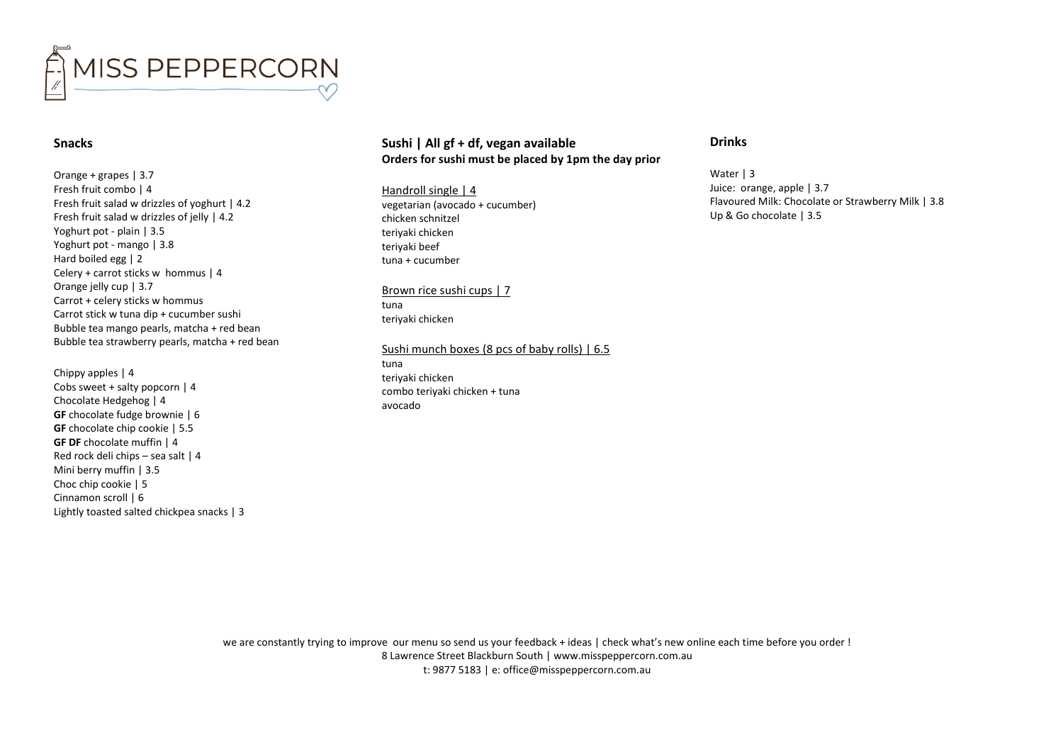# MISS PEPPERCORN

## Snacks

Orange + grapes | 3.7
Fresh fruit combo | 4
Fresh fruit salad w drizzles of yoghurt | 4.2
Fresh fruit salad w drizzles of jelly | 4.2
Yoghurt pot - plain | 3.5
Yoghurt pot - mango | 3.8
Hard boiled egg | 2
Celery + carrot sticks w hommus | 4
Orange jelly cup | 3.7
Carrot + celery sticks w hommus
Carrot stick w tuna dip + cucumber sushi
Bubble tea mango pearls, matcha + red bean
Bubble tea strawberry pearls, matcha + red bean

Chippy apples | 4
Cobs sweet + salty popcorn | 4
Chocolate Hedgehog | 4
**GF** chocolate fudge brownie | 6
**GF** chocolate chip cookie | 5.5
**GF DF** chocolate muffin | 4
Red rock deli chips – sea salt | 4
Mini berry muffin | 3.5
Choc chip cookie | 5
Cinnamon scroll | 6
Lightly toasted salted chickpea snacks | 3

## Sushi | All gf + df, vegan available

**Orders for sushi must be placed by 1pm the day prior**

Handroll single | 4
vegetarian (avocado + cucumber)
chicken schnitzel
teriyaki chicken
teriyaki beef
tuna + cucumber

Brown rice sushi cups | 7
tuna
teriyaki chicken

Sushi munch boxes (8 pcs of baby rolls) | 6.5
tuna
teriyaki chicken
combo teriyaki chicken + tuna
avocado

## Drinks

Water | 3
Juice: orange, apple | 3.7
Flavoured Milk: Chocolate or Strawberry Milk | 3.8
Up & Go chocolate | 3.5

we are constantly trying to improve our menu so send us your feedback + ideas | check what's new online each time before you order !
8 Lawrence Street Blackburn South | www.misspeppercorn.com.au
t: 9877 5183 | e: office@misspeppercorn.com.au